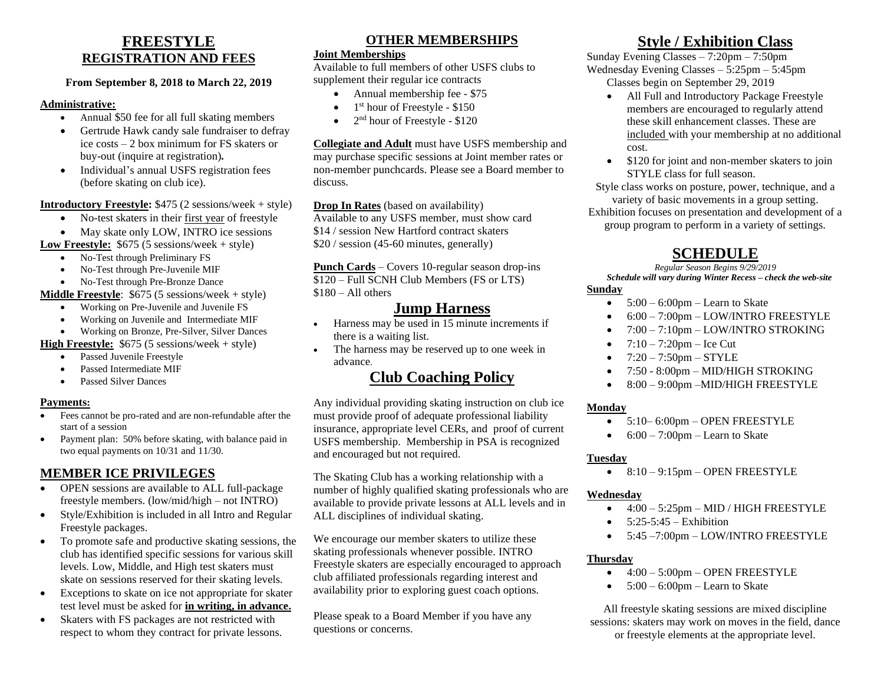# FREESTYLE
## REGISTRATION AND FEES

**From September 8, 2018 to March 22, 2019**

**Administrative:**

- Annual $50 fee for all full skating members
- Gertrude Hawk candy sale fundraiser to defray ice costs – 2 box minimum for FS skaters or buy-out (inquire at registration)**.**
- Individual's annual USFS registration fees (before skating on club ice).

**Introductory Freestyle:** $475 (2 sessions/week + style)

- No-test skaters in their first year of freestyle
- May skate only LOW, INTRO ice sessions

**Low Freestyle:** $675 (5 sessions/week + style)

- No-Test through Preliminary FS
- No-Test through Pre-Juvenile MIF
- No-Test through Pre-Bronze Dance

**Middle Freestyle**: $675 (5 sessions/week + style)

- Working on Pre-Juvenile and Juvenile FS
- Working on Juvenile and Intermediate MIF
- Working on Bronze, Pre-Silver, Silver Dances

**High Freestyle:** $675 (5 sessions/week + style)

- Passed Juvenile Freestyle
- Passed Intermediate MIF
- Passed Silver Dances

**Payments:**

- Fees cannot be pro-rated and are non-refundable after the start of a session
- Payment plan: 50% before skating, with balance paid in two equal payments on 10/31 and 11/30.

## MEMBER ICE PRIVILEGES

- OPEN sessions are available to ALL full-package freestyle members. (low/mid/high – not INTRO)
- Style/Exhibition is included in all Intro and Regular Freestyle packages.
- To promote safe and productive skating sessions, the club has identified specific sessions for various skill levels. Low, Middle, and High test skaters must skate on sessions reserved for their skating levels.
- Exceptions to skate on ice not appropriate for skater test level must be asked for **in writing, in advance.**
- Skaters with FS packages are not restricted with respect to whom they contract for private lessons.

## OTHER MEMBERSHIPS

**Joint Memberships**

Available to full members of other USFS clubs to supplement their regular ice contracts

- Annual membership fee - $75
- 1st hour of Freestyle - $150
- 2nd hour of Freestyle - $120

**Collegiate and Adult** must have USFS membership and may purchase specific sessions at Joint member rates or non-member punchcards. Please see a Board member to discuss.

**Drop In Rates** (based on availability)
Available to any USFS member, must show card
$14 / session New Hartford contract skaters
$20 / session (45-60 minutes, generally)

**Punch Cards** – Covers 10-regular season drop-ins
$120 – Full SCNH Club Members (FS or LTS)
$180 – All others

## Jump Harness

- Harness may be used in 15 minute increments if there is a waiting list.
- The harness may be reserved up to one week in advance.

## Club Coaching Policy

Any individual providing skating instruction on club ice must provide proof of adequate professional liability insurance, appropriate level CERs, and proof of current USFS membership. Membership in PSA is recognized and encouraged but not required.

The Skating Club has a working relationship with a number of highly qualified skating professionals who are available to provide private lessons at ALL levels and in ALL disciplines of individual skating.

We encourage our member skaters to utilize these skating professionals whenever possible. INTRO Freestyle skaters are especially encouraged to approach club affiliated professionals regarding interest and availability prior to exploring guest coach options.

Please speak to a Board Member if you have any questions or concerns.

## Style / Exhibition Class

Sunday Evening Classes – 7:20pm – 7:50pm
Wednesday Evening Classes – 5:25pm – 5:45pm
Classes begin on September 29, 2019

- All Full and Introductory Package Freestyle members are encouraged to regularly attend these skill enhancement classes. These are included with your membership at no additional cost.
- $120 for joint and non-member skaters to join STYLE class for full season.

Style class works on posture, power, technique, and a variety of basic movements in a group setting. Exhibition focuses on presentation and development of a group program to perform in a variety of settings.

## SCHEDULE

*Regular Season Begins 9/29/2019*

***Schedule will vary during Winter Recess – check the web-site***

**Sunday**

- 5:00 – 6:00pm – Learn to Skate
- 6:00 – 7:00pm – LOW/INTRO FREESTYLE
- 7:00 – 7:10pm – LOW/INTRO STROKING
- 7:10 – 7:20pm – Ice Cut
- 7:20 – 7:50pm – STYLE
- 7:50 - 8:00pm – MID/HIGH STROKING
- 8:00 – 9:00pm –MID/HIGH FREESTYLE

**Monday**

- 5:10– 6:00pm – OPEN FREESTYLE
- 6:00 – 7:00pm – Learn to Skate

**Tuesday**

- 8:10 – 9:15pm – OPEN FREESTYLE

**Wednesday**

- 4:00 – 5:25pm – MID / HIGH FREESTYLE
- 5:25-5:45 – Exhibition
- 5:45 –7:00pm – LOW/INTRO FREESTYLE

**Thursday**

- 4:00 – 5:00pm – OPEN FREESTYLE
- 5:00 – 6:00pm – Learn to Skate

All freestyle skating sessions are mixed discipline sessions: skaters may work on moves in the field, dance or freestyle elements at the appropriate level.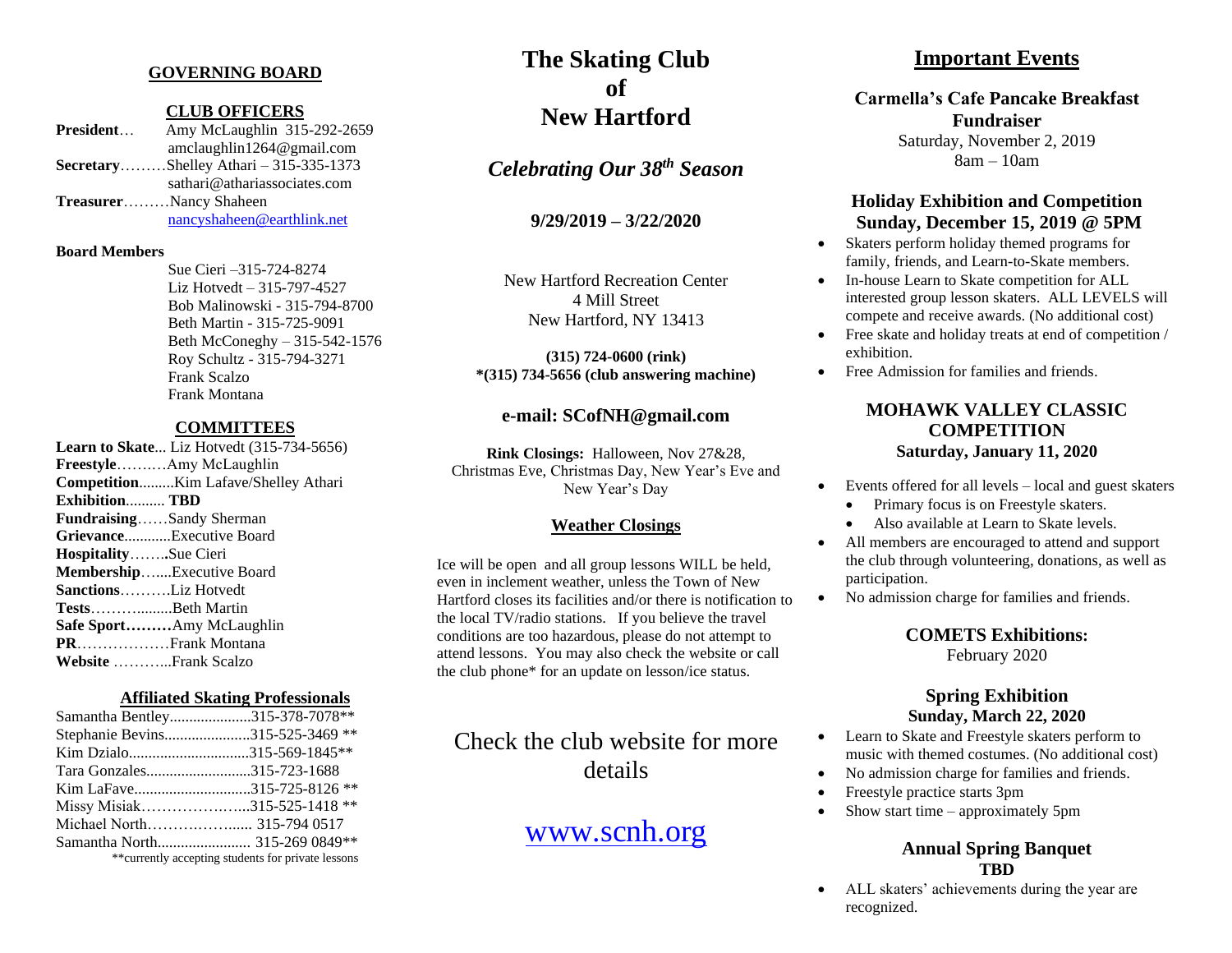## GOVERNING BOARD

### CLUB OFFICERS

**President**… Amy McLaughlin 315-292-2659
amclaughlin1264@gmail.com
**Secretary**………Shelley Athari – 315-335-1373
sathari@athariassociates.com
**Treasurer**………Nancy Shaheen
nancyshaheen@earthlink.net

**Board Members**

Sue Cieri –315-724-8274
Liz Hotvedt – 315-797-4527
Bob Malinowski - 315-794-8700
Beth Martin - 315-725-9091
Beth McConeghy – 315-542-1576
Roy Schultz - 315-794-3271
Frank Scalzo
Frank Montana

### COMMITTEES

**Learn to Skate**... Liz Hotvedt (315-734-5656)
**Freestyle**……….Amy McLaughlin
**Competition**.........Kim Lafave/Shelley Athari
**Exhibition**.......... **TBD**
**Fundraising**……Sandy Sherman
**Grievance**............Executive Board
**Hospitality**……..Sue Cieri
**Membership**…....Executive Board
**Sanctions**……….Liz Hotvedt
**Tests**………........Beth Martin
**Safe Sport………**Amy McLaughlin
**PR**………………Frank Montana
**Website** ………...Frank Scalzo

### Affiliated Skating Professionals

Samantha Bentley.....................315-378-7078**
Stephanie Bevins......................315-525-3469 **
Kim Dzialo...............................315-569-1845**
Tara Gonzales...........................315-723-1688
Kim LaFave..............................315-725-8126 **
Missy Misiak…………………...315-525-1418 **
Michael North………….…..... 315-794 0517
Samantha North........................ 315-269 0849**

**currently accepting students for private lessons

# The Skating Club of New Hartford

## *Celebrating Our 38th Season*

**9/29/2019 – 3/22/2020**

New Hartford Recreation Center
4 Mill Street
New Hartford, NY 13413

**(315) 724-0600 (rink)**
***(315) 734-5656 (club answering machine)**

**e-mail: SCofNH@gmail.com**

**Rink Closings:** Halloween, Nov 27&28, Christmas Eve, Christmas Day, New Year's Eve and New Year's Day

### Weather Closings

Ice will be open and all group lessons WILL be held, even in inclement weather, unless the Town of New Hartford closes its facilities and/or there is notification to the local TV/radio stations. If you believe the travel conditions are too hazardous, please do not attempt to attend lessons. You may also check the website or call the club phone* for an update on lesson/ice status.

Check the club website for more details

www.scnh.org

## Important Events

### Carmella's Cafe Pancake Breakfast Fundraiser

Saturday, November 2, 2019
8am – 10am

### Holiday Exhibition and Competition Sunday, December 15, 2019 @ 5PM

- Skaters perform holiday themed programs for family, friends, and Learn-to-Skate members.
- In-house Learn to Skate competition for ALL interested group lesson skaters. ALL LEVELS will compete and receive awards. (No additional cost)
- Free skate and holiday treats at end of competition / exhibition.
- Free Admission for families and friends.

### MOHAWK VALLEY CLASSIC COMPETITION

**Saturday, January 11, 2020**

- Events offered for all levels – local and guest skaters
  - Primary focus is on Freestyle skaters.
  - Also available at Learn to Skate levels.
- All members are encouraged to attend and support the club through volunteering, donations, as well as participation.
- No admission charge for families and friends.

### COMETS Exhibitions:

February 2020

### Spring Exhibition

**Sunday, March 22, 2020**

- Learn to Skate and Freestyle skaters perform to music with themed costumes. (No additional cost)
- No admission charge for families and friends.
- Freestyle practice starts 3pm
- Show start time – approximately 5pm

### Annual Spring Banquet

**TBD**

- ALL skaters' achievements during the year are recognized.